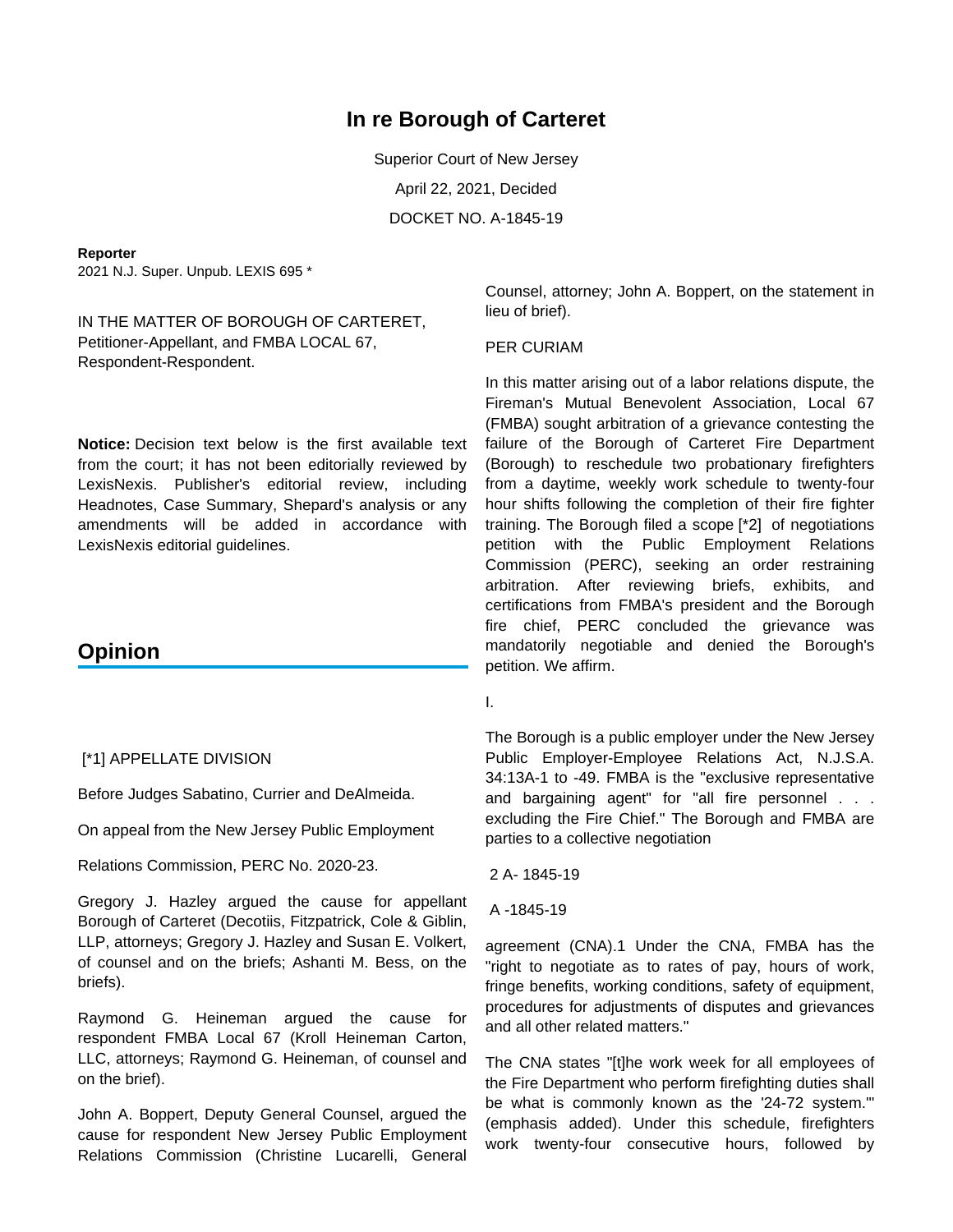# In re Borough of Carteret

Superior Court of New Jersey

April 22, 2021, Decided

DOCKET NO. A-1845-19

**Reporter**

2021 N.J. Super. Unpub. LEXIS 695 *

IN THE MATTER OF BOROUGH OF CARTERET, Petitioner-Appellant, and FMBA LOCAL 67, Respondent-Respondent.

**Notice:** Decision text below is the first available text from the court; it has not been editorially reviewed by LexisNexis. Publisher's editorial review, including Headnotes, Case Summary, Shepard's analysis or any amendments will be added in accordance with LexisNexis editorial guidelines.

## Opinion

[*1] APPELLATE DIVISION

Before Judges Sabatino, Currier and DeAlmeida.

On appeal from the New Jersey Public Employment

Relations Commission, PERC No. 2020-23.

Gregory J. Hazley argued the cause for appellant Borough of Carteret (Decotiis, Fitzpatrick, Cole & Giblin, LLP, attorneys; Gregory J. Hazley and Susan E. Volkert, of counsel and on the briefs; Ashanti M. Bess, on the briefs).

Raymond G. Heineman argued the cause for respondent FMBA Local 67 (Kroll Heineman Carton, LLC, attorneys; Raymond G. Heineman, of counsel and on the brief).

John A. Boppert, Deputy General Counsel, argued the cause for respondent New Jersey Public Employment Relations Commission (Christine Lucarelli, General Counsel, attorney; John A. Boppert, on the statement in lieu of brief).

PER CURIAM

In this matter arising out of a labor relations dispute, the Fireman's Mutual Benevolent Association, Local 67 (FMBA) sought arbitration of a grievance contesting the failure of the Borough of Carteret Fire Department (Borough) to reschedule two probationary firefighters from a daytime, weekly work schedule to twenty-four hour shifts following the completion of their fire fighter training. The Borough filed a scope [*2] of negotiations petition with the Public Employment Relations Commission (PERC), seeking an order restraining arbitration. After reviewing briefs, exhibits, and certifications from FMBA's president and the Borough fire chief, PERC concluded the grievance was mandatorily negotiable and denied the Borough's petition. We affirm.

I.

The Borough is a public employer under the New Jersey Public Employer-Employee Relations Act, N.J.S.A. 34:13A-1 to -49. FMBA is the "exclusive representative and bargaining agent" for "all fire personnel . . . excluding the Fire Chief." The Borough and FMBA are parties to a collective negotiation

2 A- 1845-19

A -1845-19

agreement (CNA).1 Under the CNA, FMBA has the "right to negotiate as to rates of pay, hours of work, fringe benefits, working conditions, safety of equipment, procedures for adjustments of disputes and grievances and all other related matters."

The CNA states "[t]he work week for all employees of the Fire Department who perform firefighting duties shall be what is commonly known as the '24-72 system.'" (emphasis added). Under this schedule, firefighters work twenty-four consecutive hours, followed by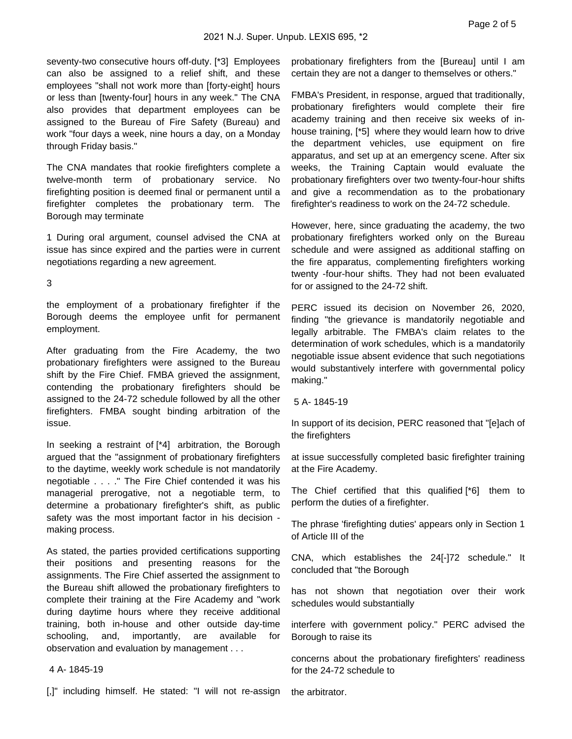seventy-two consecutive hours off-duty. [*3] Employees can also be assigned to a relief shift, and these employees "shall not work more than [forty-eight] hours or less than [twenty-four] hours in any week." The CNA also provides that department employees can be assigned to the Bureau of Fire Safety (Bureau) and work "four days a week, nine hours a day, on a Monday through Friday basis."

The CNA mandates that rookie firefighters complete a twelve-month term of probationary service. No firefighting position is deemed final or permanent until a firefighter completes the probationary term. The Borough may terminate

1 During oral argument, counsel advised the CNA at issue has since expired and the parties were in current negotiations regarding a new agreement.

3

the employment of a probationary firefighter if the Borough deems the employee unfit for permanent employment.

After graduating from the Fire Academy, the two probationary firefighters were assigned to the Bureau shift by the Fire Chief. FMBA grieved the assignment, contending the probationary firefighters should be assigned to the 24-72 schedule followed by all the other firefighters. FMBA sought binding arbitration of the issue.

In seeking a restraint of [*4] arbitration, the Borough argued that the "assignment of probationary firefighters to the daytime, weekly work schedule is not mandatorily negotiable . . . ." The Fire Chief contended it was his managerial prerogative, not a negotiable term, to determine a probationary firefighter's shift, as public safety was the most important factor in his decision - making process.

As stated, the parties provided certifications supporting their positions and presenting reasons for the assignments. The Fire Chief asserted the assignment to the Bureau shift allowed the probationary firefighters to complete their training at the Fire Academy and "work during daytime hours where they receive additional training, both in-house and other outside day-time schooling, and, importantly, are available for observation and evaluation by management . . .

4 A- 1845-19

[,]" including himself. He stated: "I will not re-assign probationary firefighters from the [Bureau] until I am certain they are not a danger to themselves or others."

FMBA's President, in response, argued that traditionally, probationary firefighters would complete their fire academy training and then receive six weeks of in-house training, [*5] where they would learn how to drive the department vehicles, use equipment on fire apparatus, and set up at an emergency scene. After six weeks, the Training Captain would evaluate the probationary firefighters over two twenty-four-hour shifts and give a recommendation as to the probationary firefighter's readiness to work on the 24-72 schedule.

However, here, since graduating the academy, the two probationary firefighters worked only on the Bureau schedule and were assigned as additional staffing on the fire apparatus, complementing firefighters working twenty -four-hour shifts. They had not been evaluated for or assigned to the 24-72 shift.

PERC issued its decision on November 26, 2020, finding "the grievance is mandatorily negotiable and legally arbitrable. The FMBA's claim relates to the determination of work schedules, which is a mandatorily negotiable issue absent evidence that such negotiations would substantively interfere with governmental policy making."

5 A- 1845-19

In support of its decision, PERC reasoned that "[e]ach of the firefighters

at issue successfully completed basic firefighter training at the Fire Academy.

The Chief certified that this qualified [*6] them to perform the duties of a firefighter.

The phrase 'firefighting duties' appears only in Section 1 of Article III of the

CNA, which establishes the 24[-]72 schedule." It concluded that "the Borough

has not shown that negotiation over their work schedules would substantially

interfere with government policy." PERC advised the Borough to raise its

concerns about the probationary firefighters' readiness for the 24-72 schedule to

the arbitrator.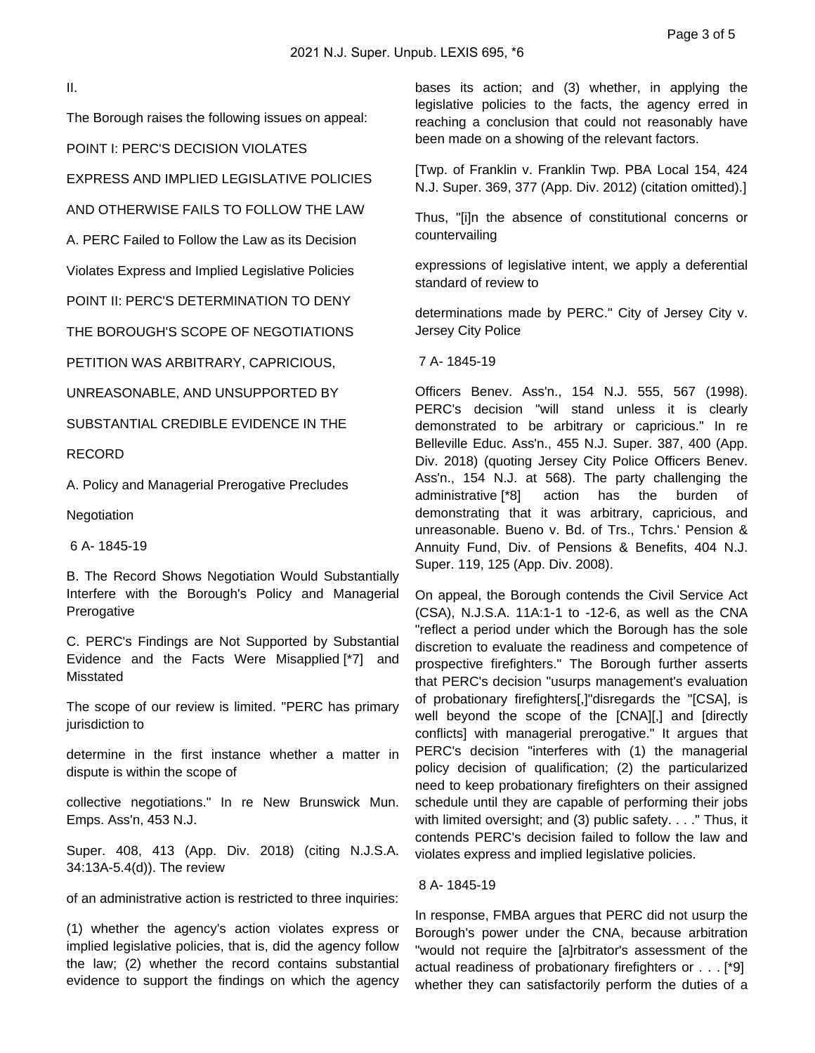II.

The Borough raises the following issues on appeal:

POINT I: PERC'S DECISION VIOLATES EXPRESS AND IMPLIED LEGISLATIVE POLICIES AND OTHERWISE FAILS TO FOLLOW THE LAW

A. PERC Failed to Follow the Law as its Decision Violates Express and Implied Legislative Policies

POINT II: PERC'S DETERMINATION TO DENY THE BOROUGH'S SCOPE OF NEGOTIATIONS PETITION WAS ARBITRARY, CAPRICIOUS, UNREASONABLE, AND UNSUPPORTED BY SUBSTANTIAL CREDIBLE EVIDENCE IN THE RECORD

A. Policy and Managerial Prerogative Precludes Negotiation

6 A- 1845-19

B. The Record Shows Negotiation Would Substantially Interfere with the Borough's Policy and Managerial Prerogative

C. PERC's Findings are Not Supported by Substantial Evidence and the Facts Were Misapplied [*7] and Misstated

The scope of our review is limited. "PERC has primary jurisdiction to determine in the first instance whether a matter in dispute is within the scope of collective negotiations." In re New Brunswick Mun. Emps. Ass'n, 453 N.J. Super. 408, 413 (App. Div. 2018) (citing N.J.S.A. 34:13A-5.4(d)). The review of an administrative action is restricted to three inquiries:

(1) whether the agency's action violates express or implied legislative policies, that is, did the agency follow the law; (2) whether the record contains substantial evidence to support the findings on which the agency bases its action; and (3) whether, in applying the legislative policies to the facts, the agency erred in reaching a conclusion that could not reasonably have been made on a showing of the relevant factors.

[Twp. of Franklin v. Franklin Twp. PBA Local 154, 424 N.J. Super. 369, 377 (App. Div. 2012) (citation omitted).]

Thus, "[i]n the absence of constitutional concerns or countervailing expressions of legislative intent, we apply a deferential standard of review to determinations made by PERC." City of Jersey City v. Jersey City Police

7 A- 1845-19

Officers Benev. Ass'n., 154 N.J. 555, 567 (1998). PERC's decision "will stand unless it is clearly demonstrated to be arbitrary or capricious." In re Belleville Educ. Ass'n., 455 N.J. Super. 387, 400 (App. Div. 2018) (quoting Jersey City Police Officers Benev. Ass'n., 154 N.J. at 568). The party challenging the administrative [*8] action has the burden of demonstrating that it was arbitrary, capricious, and unreasonable. Bueno v. Bd. of Trs., Tchrs.' Pension & Annuity Fund, Div. of Pensions & Benefits, 404 N.J. Super. 119, 125 (App. Div. 2008).

On appeal, the Borough contends the Civil Service Act (CSA), N.J.S.A. 11A:1-1 to -12-6, as well as the CNA "reflect a period under which the Borough has the sole discretion to evaluate the readiness and competence of prospective firefighters." The Borough further asserts that PERC's decision "usurps management's evaluation of probationary firefighters[,]"disregards the "[CSA], is well beyond the scope of the [CNA][,] and [directly conflicts] with managerial prerogative." It argues that PERC's decision "interferes with (1) the managerial policy decision of qualification; (2) the particularized need to keep probationary firefighters on their assigned schedule until they are capable of performing their jobs with limited oversight; and (3) public safety. . . ." Thus, it contends PERC's decision failed to follow the law and violates express and implied legislative policies.

8 A- 1845-19

In response, FMBA argues that PERC did not usurp the Borough's power under the CNA, because arbitration "would not require the [a]rbitrator's assessment of the actual readiness of probationary firefighters or . . . [*9] whether they can satisfactorily perform the duties of a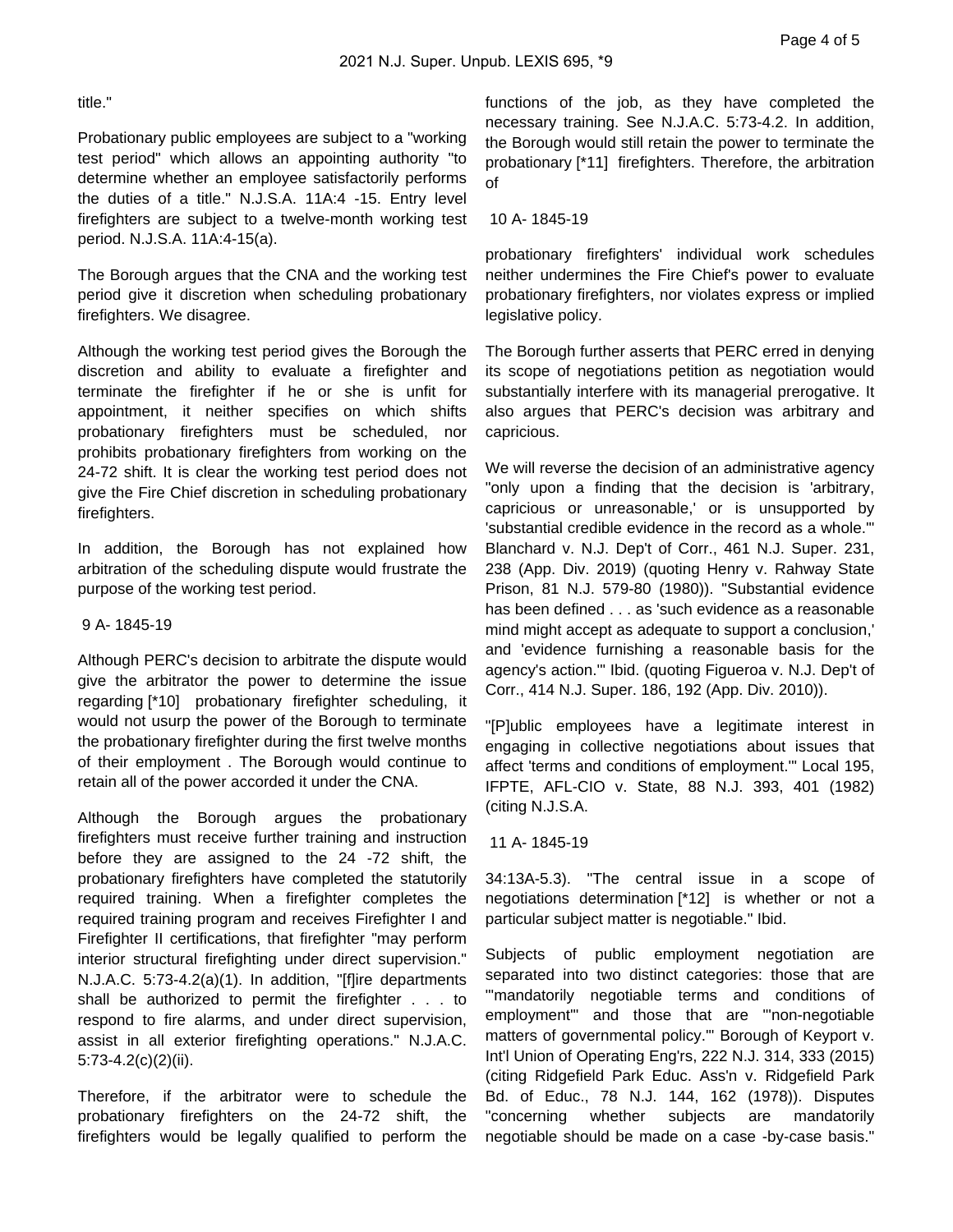title."

Probationary public employees are subject to a "working test period" which allows an appointing authority "to determine whether an employee satisfactorily performs the duties of a title." N.J.S.A. 11A:4 -15. Entry level firefighters are subject to a twelve-month working test period. N.J.S.A. 11A:4-15(a).

The Borough argues that the CNA and the working test period give it discretion when scheduling probationary firefighters. We disagree.

Although the working test period gives the Borough the discretion and ability to evaluate a firefighter and terminate the firefighter if he or she is unfit for appointment, it neither specifies on which shifts probationary firefighters must be scheduled, nor prohibits probationary firefighters from working on the 24-72 shift. It is clear the working test period does not give the Fire Chief discretion in scheduling probationary firefighters.

In addition, the Borough has not explained how arbitration of the scheduling dispute would frustrate the purpose of the working test period.

9 A- 1845-19

Although PERC's decision to arbitrate the dispute would give the arbitrator the power to determine the issue regarding [*10] probationary firefighter scheduling, it would not usurp the power of the Borough to terminate the probationary firefighter during the first twelve months of their employment . The Borough would continue to retain all of the power accorded it under the CNA.

Although the Borough argues the probationary firefighters must receive further training and instruction before they are assigned to the 24 -72 shift, the probationary firefighters have completed the statutorily required training. When a firefighter completes the required training program and receives Firefighter I and Firefighter II certifications, that firefighter "may perform interior structural firefighting under direct supervision." N.J.A.C. 5:73-4.2(a)(1). In addition, "[f]ire departments shall be authorized to permit the firefighter . . . to respond to fire alarms, and under direct supervision, assist in all exterior firefighting operations." N.J.A.C. 5:73-4.2(c)(2)(ii).

Therefore, if the arbitrator were to schedule the probationary firefighters on the 24-72 shift, the firefighters would be legally qualified to perform the functions of the job, as they have completed the necessary training. See N.J.A.C. 5:73-4.2. In addition, the Borough would still retain the power to terminate the probationary [*11] firefighters. Therefore, the arbitration of

10 A- 1845-19

probationary firefighters' individual work schedules neither undermines the Fire Chief's power to evaluate probationary firefighters, nor violates express or implied legislative policy.

The Borough further asserts that PERC erred in denying its scope of negotiations petition as negotiation would substantially interfere with its managerial prerogative. It also argues that PERC's decision was arbitrary and capricious.

We will reverse the decision of an administrative agency "only upon a finding that the decision is 'arbitrary, capricious or unreasonable,' or is unsupported by 'substantial credible evidence in the record as a whole.'" Blanchard v. N.J. Dep't of Corr., 461 N.J. Super. 231, 238 (App. Div. 2019) (quoting Henry v. Rahway State Prison, 81 N.J. 579-80 (1980)). "Substantial evidence has been defined . . . as 'such evidence as a reasonable mind might accept as adequate to support a conclusion,' and 'evidence furnishing a reasonable basis for the agency's action.'" Ibid. (quoting Figueroa v. N.J. Dep't of Corr., 414 N.J. Super. 186, 192 (App. Div. 2010)).

"[P]ublic employees have a legitimate interest in engaging in collective negotiations about issues that affect 'terms and conditions of employment.'" Local 195, IFPTE, AFL-CIO v. State, 88 N.J. 393, 401 (1982) (citing N.J.S.A.

11 A- 1845-19

34:13A-5.3). "The central issue in a scope of negotiations determination [*12] is whether or not a particular subject matter is negotiable." Ibid.

Subjects of public employment negotiation are separated into two distinct categories: those that are "'mandatorily negotiable terms and conditions of employment'" and those that are "'non-negotiable matters of governmental policy.'" Borough of Keyport v. Int'l Union of Operating Eng'rs, 222 N.J. 314, 333 (2015) (citing Ridgefield Park Educ. Ass'n v. Ridgefield Park Bd. of Educ., 78 N.J. 144, 162 (1978)). Disputes "concerning whether subjects are mandatorily negotiable should be made on a case -by-case basis."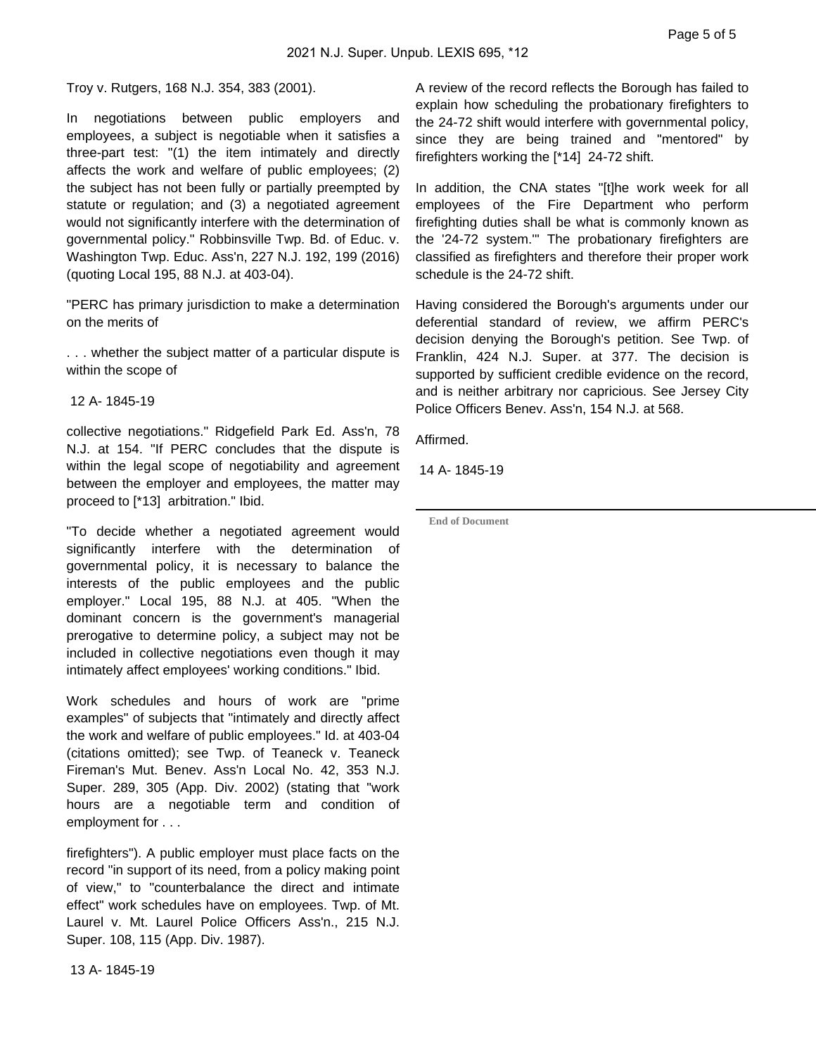Troy v. Rutgers, 168 N.J. 354, 383 (2001).

In negotiations between public employers and employees, a subject is negotiable when it satisfies a three-part test: "(1) the item intimately and directly affects the work and welfare of public employees; (2) the subject has not been fully or partially preempted by statute or regulation; and (3) a negotiated agreement would not significantly interfere with the determination of governmental policy." Robbinsville Twp. Bd. of Educ. v. Washington Twp. Educ. Ass'n, 227 N.J. 192, 199 (2016) (quoting Local 195, 88 N.J. at 403-04).

"PERC has primary jurisdiction to make a determination on the merits of

. . . whether the subject matter of a particular dispute is within the scope of

12 A- 1845-19

collective negotiations." Ridgefield Park Ed. Ass'n, 78 N.J. at 154. "If PERC concludes that the dispute is within the legal scope of negotiability and agreement between the employer and employees, the matter may proceed to [*13] arbitration." Ibid.

"To decide whether a negotiated agreement would significantly interfere with the determination of governmental policy, it is necessary to balance the interests of the public employees and the public employer." Local 195, 88 N.J. at 405. "When the dominant concern is the government's managerial prerogative to determine policy, a subject may not be included in collective negotiations even though it may intimately affect employees' working conditions." Ibid.

Work schedules and hours of work are "prime examples" of subjects that "intimately and directly affect the work and welfare of public employees." Id. at 403-04 (citations omitted); see Twp. of Teaneck v. Teaneck Fireman's Mut. Benev. Ass'n Local No. 42, 353 N.J. Super. 289, 305 (App. Div. 2002) (stating that "work hours are a negotiable term and condition of employment for . . .

firefighters"). A public employer must place facts on the record "in support of its need, from a policy making point of view," to "counterbalance the direct and intimate effect" work schedules have on employees. Twp. of Mt. Laurel v. Mt. Laurel Police Officers Ass'n., 215 N.J. Super. 108, 115 (App. Div. 1987).

13 A- 1845-19

A review of the record reflects the Borough has failed to explain how scheduling the probationary firefighters to the 24-72 shift would interfere with governmental policy, since they are being trained and "mentored" by firefighters working the [*14] 24-72 shift.

In addition, the CNA states "[t]he work week for all employees of the Fire Department who perform firefighting duties shall be what is commonly known as the '24-72 system.'" The probationary firefighters are classified as firefighters and therefore their proper work schedule is the 24-72 shift.

Having considered the Borough's arguments under our deferential standard of review, we affirm PERC's decision denying the Borough's petition. See Twp. of Franklin, 424 N.J. Super. at 377. The decision is supported by sufficient credible evidence on the record, and is neither arbitrary nor capricious. See Jersey City Police Officers Benev. Ass'n, 154 N.J. at 568.

Affirmed.

14 A- 1845-19

---

**End of Document**